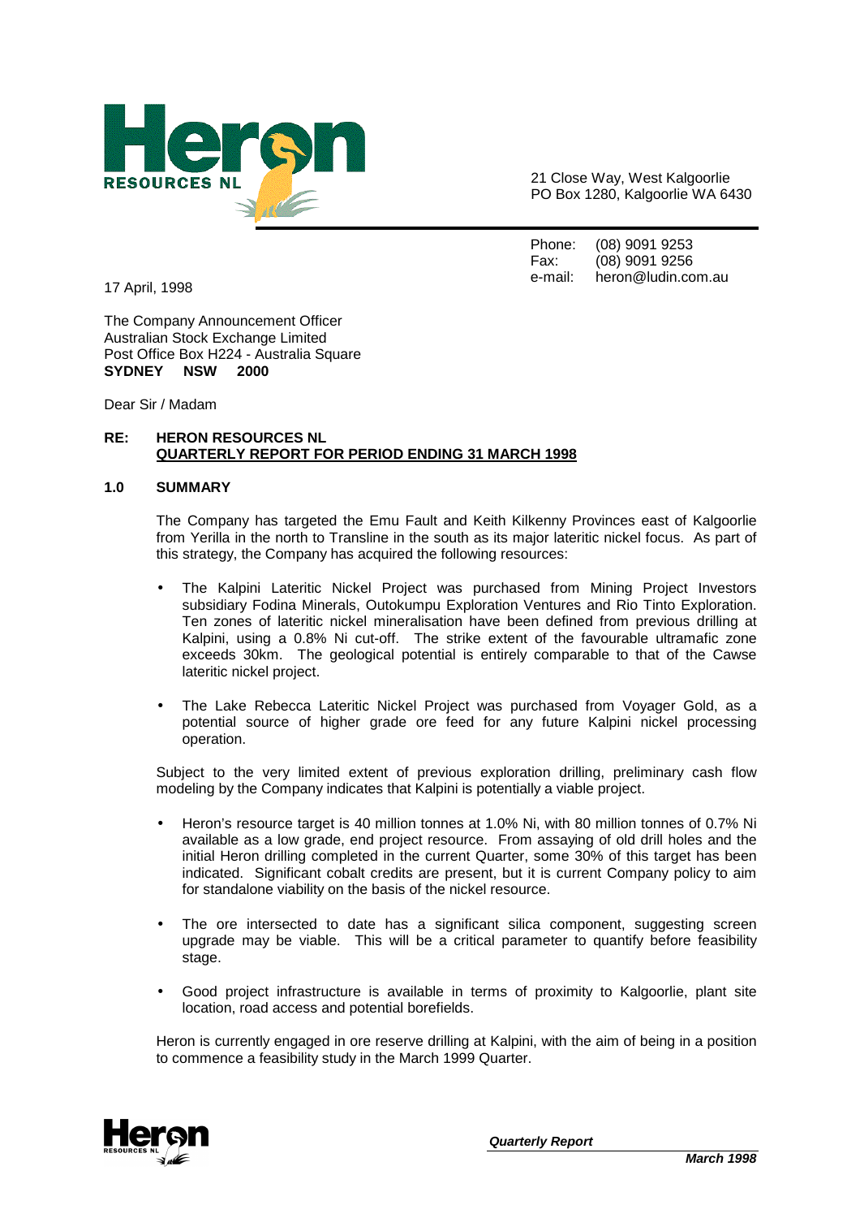**Heron RESOURCES NL**

21 Close Way, West Kalgoorlie
PO Box 1280, Kalgoorlie WA 6430

Phone: (08) 9091 9253
Fax: (08) 9091 9256
e-mail: heron@ludin.com.au

17 April, 1998

The Company Announcement Officer
Australian Stock Exchange Limited
Post Office Box H224 - Australia Square
**SYDNEY NSW 2000**

Dear Sir / Madam

**RE: HERON RESOURCES NL**
**QUARTERLY REPORT FOR PERIOD ENDING 31 MARCH 1998**

## 1.0 SUMMARY

The Company has targeted the Emu Fault and Keith Kilkenny Provinces east of Kalgoorlie from Yerilla in the north to Transline in the south as its major lateritic nickel focus. As part of this strategy, the Company has acquired the following resources:

- The Kalpini Lateritic Nickel Project was purchased from Mining Project Investors subsidiary Fodina Minerals, Outokumpu Exploration Ventures and Rio Tinto Exploration. Ten zones of lateritic nickel mineralisation have been defined from previous drilling at Kalpini, using a 0.8% Ni cut-off. The strike extent of the favourable ultramafic zone exceeds 30km. The geological potential is entirely comparable to that of the Cawse lateritic nickel project.

- The Lake Rebecca Lateritic Nickel Project was purchased from Voyager Gold, as a potential source of higher grade ore feed for any future Kalpini nickel processing operation.

Subject to the very limited extent of previous exploration drilling, preliminary cash flow modeling by the Company indicates that Kalpini is potentially a viable project.

- Heron's resource target is 40 million tonnes at 1.0% Ni, with 80 million tonnes of 0.7% Ni available as a low grade, end project resource. From assaying of old drill holes and the initial Heron drilling completed in the current Quarter, some 30% of this target has been indicated. Significant cobalt credits are present, but it is current Company policy to aim for standalone viability on the basis of the nickel resource.

- The ore intersected to date has a significant silica component, suggesting screen upgrade may be viable. This will be a critical parameter to quantify before feasibility stage.

- Good project infrastructure is available in terms of proximity to Kalgoorlie, plant site location, road access and potential borefields.

Heron is currently engaged in ore reserve drilling at Kalpini, with the aim of being in a position to commence a feasibility study in the March 1999 Quarter.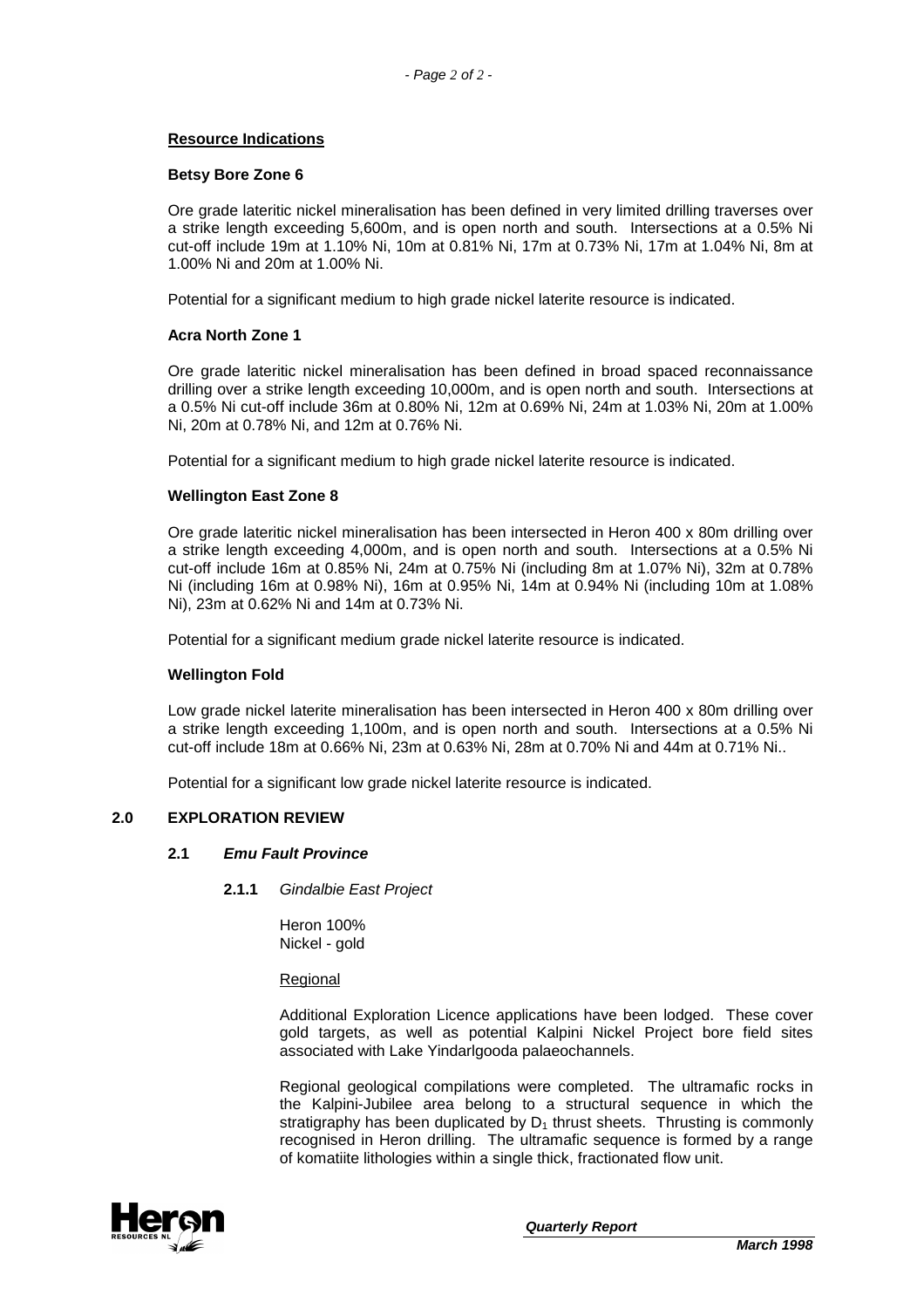**Resource Indications**

**Betsy Bore Zone 6**

Ore grade lateritic nickel mineralisation has been defined in very limited drilling traverses over a strike length exceeding 5,600m, and is open north and south. Intersections at a 0.5% Ni cut-off include 19m at 1.10% Ni, 10m at 0.81% Ni, 17m at 0.73% Ni, 17m at 1.04% Ni, 8m at 1.00% Ni and 20m at 1.00% Ni.

Potential for a significant medium to high grade nickel laterite resource is indicated.

**Acra North Zone 1**

Ore grade lateritic nickel mineralisation has been defined in broad spaced reconnaissance drilling over a strike length exceeding 10,000m, and is open north and south. Intersections at a 0.5% Ni cut-off include 36m at 0.80% Ni, 12m at 0.69% Ni, 24m at 1.03% Ni, 20m at 1.00% Ni, 20m at 0.78% Ni, and 12m at 0.76% Ni.

Potential for a significant medium to high grade nickel laterite resource is indicated.

**Wellington East Zone 8**

Ore grade lateritic nickel mineralisation has been intersected in Heron 400 x 80m drilling over a strike length exceeding 4,000m, and is open north and south. Intersections at a 0.5% Ni cut-off include 16m at 0.85% Ni, 24m at 0.75% Ni (including 8m at 1.07% Ni), 32m at 0.78% Ni (including 16m at 0.98% Ni), 16m at 0.95% Ni, 14m at 0.94% Ni (including 10m at 1.08% Ni), 23m at 0.62% Ni and 14m at 0.73% Ni.

Potential for a significant medium grade nickel laterite resource is indicated.

**Wellington Fold**

Low grade nickel laterite mineralisation has been intersected in Heron 400 x 80m drilling over a strike length exceeding 1,100m, and is open north and south. Intersections at a 0.5% Ni cut-off include 18m at 0.66% Ni, 23m at 0.63% Ni, 28m at 0.70% Ni and 44m at 0.71% Ni..

Potential for a significant low grade nickel laterite resource is indicated.

## 2.0 EXPLORATION REVIEW

### 2.1 *Emu Fault Province*

#### 2.1.1 *Gindalbie East Project*

Heron 100%
Nickel - gold

Regional

Additional Exploration Licence applications have been lodged. These cover gold targets, as well as potential Kalpini Nickel Project bore field sites associated with Lake Yindarlgooda palaeochannels.

Regional geological compilations were completed. The ultramafic rocks in the Kalpini-Jubilee area belong to a structural sequence in which the stratigraphy has been duplicated by $D_1$ thrust sheets. Thrusting is commonly recognised in Heron drilling. The ultramafic sequence is formed by a range of komatiite lithologies within a single thick, fractionated flow unit.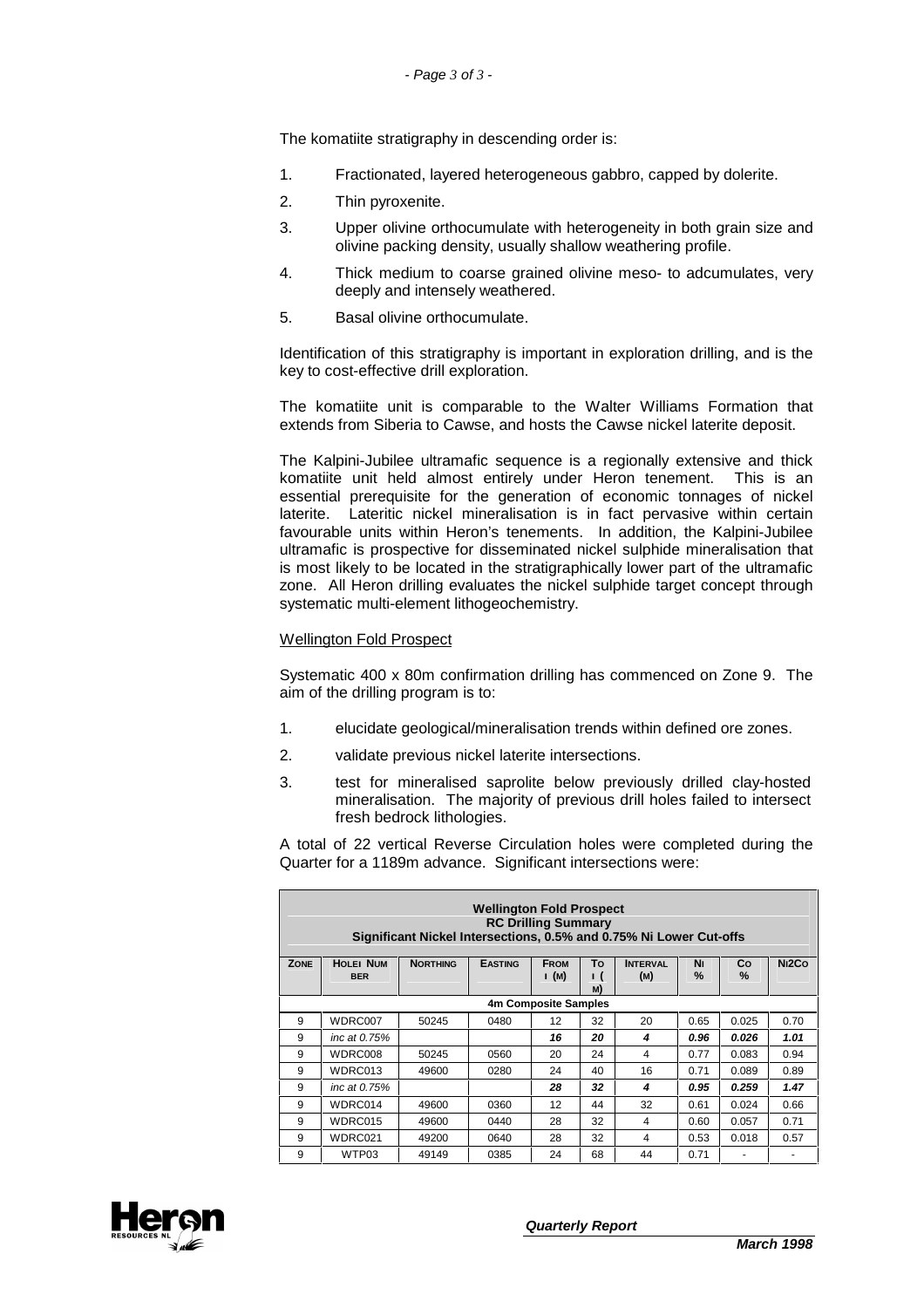The komatiite stratigraphy in descending order is:

1. Fractionated, layered heterogeneous gabbro, capped by dolerite.
2. Thin pyroxenite.
3. Upper olivine orthocumulate with heterogeneity in both grain size and olivine packing density, usually shallow weathering profile.
4. Thick medium to coarse grained olivine meso- to adcumulates, very deeply and intensely weathered.
5. Basal olivine orthocumulate.

Identification of this stratigraphy is important in exploration drilling, and is the key to cost-effective drill exploration.

The komatiite unit is comparable to the Walter Williams Formation that extends from Siberia to Cawse, and hosts the Cawse nickel laterite deposit.

The Kalpini-Jubilee ultramafic sequence is a regionally extensive and thick komatiite unit held almost entirely under Heron tenement. This is an essential prerequisite for the generation of economic tonnages of nickel laterite. Lateritic nickel mineralisation is in fact pervasive within certain favourable units within Heron's tenements. In addition, the Kalpini-Jubilee ultramafic is prospective for disseminated nickel sulphide mineralisation that is most likely to be located in the stratigraphically lower part of the ultramafic zone. All Heron drilling evaluates the nickel sulphide target concept through systematic multi-element lithogeochemistry.

<u>Wellington Fold Prospect</u>

Systematic 400 x 80m confirmation drilling has commenced on Zone 9. The aim of the drilling program is to:

1. elucidate geological/mineralisation trends within defined ore zones.
2. validate previous nickel laterite intersections.
3. test for mineralised saprolite below previously drilled clay-hosted mineralisation. The majority of previous drill holes failed to intersect fresh bedrock lithologies.

A total of 22 vertical Reverse Circulation holes were completed during the Quarter for a 1189m advance. Significant intersections were:

**Wellington Fold Prospect**
**RC Drilling Summary**
**Significant Nickel Intersections, 0.5% and 0.75% Ni Lower Cut-offs**

| Zone | Hole Number | Northing | Easting | From (m) | To (m) | Interval (m) | Ni % | Co % | Ni2Co |
|---|---|---|---|---|---|---|---|---|---|
| **4m Composite Samples** | | | | | | | | | |
| 9 | WDRC007 | 50245 | 0480 | 12 | 32 | 20 | 0.65 | 0.025 | 0.70 |
| 9 | *inc at 0.75%* | | | ***16*** | ***20*** | ***4*** | ***0.96*** | ***0.026*** | ***1.01*** |
| 9 | WDRC008 | 50245 | 0560 | 20 | 24 | 4 | 0.77 | 0.083 | 0.94 |
| 9 | WDRC013 | 49600 | 0280 | 24 | 40 | 16 | 0.71 | 0.089 | 0.89 |
| 9 | *inc at 0.75%* | | | ***28*** | ***32*** | ***4*** | ***0.95*** | ***0.259*** | ***1.47*** |
| 9 | WDRC014 | 49600 | 0360 | 12 | 44 | 32 | 0.61 | 0.024 | 0.66 |
| 9 | WDRC015 | 49600 | 0440 | 28 | 32 | 4 | 0.60 | 0.057 | 0.71 |
| 9 | WDRC021 | 49200 | 0640 | 28 | 32 | 4 | 0.53 | 0.018 | 0.57 |
| 9 | WTP03 | 49149 | 0385 | 24 | 68 | 44 | 0.71 | - | - |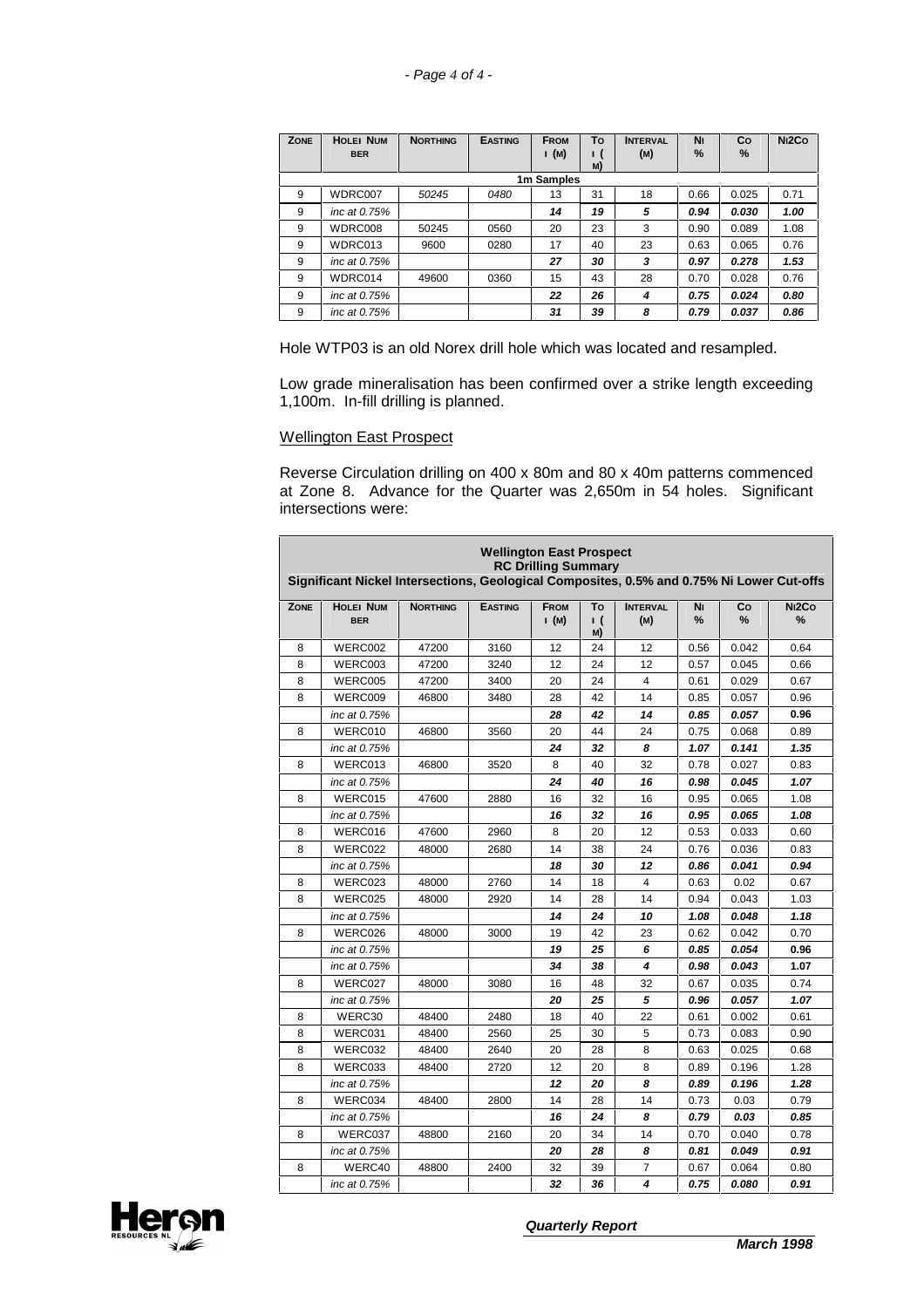| Zone | Hole Number | Northing | Easting | From (m) | To (m) | Interval (m) | Ni % | Co % | Ni2Co |
|---|---|---|---|---|---|---|---|---|---|
| | | | | 1m Samples | | | | | |
| 9 | WDRC007 | *50245* | *0480* | 13 | 31 | 18 | 0.66 | 0.025 | 0.71 |
| 9 | *inc at 0.75%* | | | ***14*** | ***19*** | ***5*** | ***0.94*** | ***0.030*** | ***1.00*** |
| 9 | WDRC008 | 50245 | 0560 | 20 | 23 | 3 | 0.90 | 0.089 | 1.08 |
| 9 | WDRC013 | 9600 | 0280 | 17 | 40 | 23 | 0.63 | 0.065 | 0.76 |
| 9 | *inc at 0.75%* | | | ***27*** | ***30*** | ***3*** | ***0.97*** | ***0.278*** | ***1.53*** |
| 9 | WDRC014 | 49600 | 0360 | 15 | 43 | 28 | 0.70 | 0.028 | 0.76 |
| 9 | *inc at 0.75%* | | | ***22*** | ***26*** | ***4*** | ***0.75*** | ***0.024*** | ***0.80*** |
| 9 | *inc at 0.75%* | | | ***31*** | ***39*** | ***8*** | ***0.79*** | ***0.037*** | ***0.86*** |

Hole WTP03 is an old Norex drill hole which was located and resampled.

Low grade mineralisation has been confirmed over a strike length exceeding 1,100m. In-fill drilling is planned.

Wellington East Prospect

Reverse Circulation drilling on 400 x 80m and 80 x 40m patterns commenced at Zone 8. Advance for the Quarter was 2,650m in 54 holes. Significant intersections were:

**Wellington East Prospect**
**RC Drilling Summary**
**Significant Nickel Intersections, Geological Composites, 0.5% and 0.75% Ni Lower Cut-offs**

| Zone | Hole Number | Northing | Easting | From (m) | To (m) | Interval (m) | Ni % | Co % | Ni2Co % |
|---|---|---|---|---|---|---|---|---|---|
| 8 | WERC002 | 47200 | 3160 | 12 | 24 | 12 | 0.56 | 0.042 | 0.64 |
| 8 | WERC003 | 47200 | 3240 | 12 | 24 | 12 | 0.57 | 0.045 | 0.66 |
| 8 | WERC005 | 47200 | 3400 | 20 | 24 | 4 | 0.61 | 0.029 | 0.67 |
| 8 | WERC009 | 46800 | 3480 | 28 | 42 | 14 | 0.85 | 0.057 | 0.96 |
| | *inc at 0.75%* | | | ***28*** | ***42*** | ***14*** | ***0.85*** | ***0.057*** | **0.96** |
| 8 | WERC010 | 46800 | 3560 | 20 | 44 | 24 | 0.75 | 0.068 | 0.89 |
| | *inc at 0.75%* | | | ***24*** | ***32*** | ***8*** | ***1.07*** | ***0.141*** | ***1.35*** |
| 8 | WERC013 | 46800 | 3520 | 8 | 40 | 32 | 0.78 | 0.027 | 0.83 |
| | *inc at 0.75%* | | | ***24*** | ***40*** | ***16*** | ***0.98*** | ***0.045*** | ***1.07*** |
| 8 | WERC015 | 47600 | 2880 | 16 | 32 | 16 | 0.95 | 0.065 | 1.08 |
| | *inc at 0.75%* | | | ***16*** | ***32*** | ***16*** | ***0.95*** | ***0.065*** | ***1.08*** |
| 8 | WERC016 | 47600 | 2960 | 8 | 20 | 12 | 0.53 | 0.033 | 0.60 |
| 8 | WERC022 | 48000 | 2680 | 14 | 38 | 24 | 0.76 | 0.036 | 0.83 |
| | *inc at 0.75%* | | | ***18*** | ***30*** | ***12*** | ***0.86*** | ***0.041*** | ***0.94*** |
| 8 | WERC023 | 48000 | 2760 | 14 | 18 | 4 | 0.63 | 0.02 | 0.67 |
| 8 | WERC025 | 48000 | 2920 | 14 | 28 | 14 | 0.94 | 0.043 | 1.03 |
| | *inc at 0.75%* | | | ***14*** | ***24*** | ***10*** | ***1.08*** | ***0.048*** | ***1.18*** |
| 8 | WERC026 | 48000 | 3000 | 19 | 42 | 23 | 0.62 | 0.042 | 0.70 |
| | *inc at 0.75%* | | | ***19*** | ***25*** | ***6*** | ***0.85*** | ***0.054*** | ***0.96*** |
| | *inc at 0.75%* | | | ***34*** | ***38*** | ***4*** | ***0.98*** | ***0.043*** | **1.07** |
| 8 | WERC027 | 48000 | 3080 | 16 | 48 | 32 | 0.67 | 0.035 | 0.74 |
| | *inc at 0.75%* | | | ***20*** | ***25*** | ***5*** | ***0.96*** | ***0.057*** | **1.07** |
| 8 | WERC30 | 48400 | 2480 | 18 | 40 | 22 | 0.61 | 0.002 | 0.61 |
| 8 | WERC031 | 48400 | 2560 | 25 | 30 | 5 | 0.73 | 0.083 | 0.90 |
| 8 | WERC032 | 48400 | 2640 | 20 | 28 | 8 | 0.63 | 0.025 | 0.68 |
| 8 | WERC033 | 48400 | 2720 | 12 | 20 | 8 | 0.89 | 0.196 | 1.28 |
| | *inc at 0.75%* | | | ***12*** | ***20*** | ***8*** | ***0.89*** | ***0.196*** | ***1.28*** |
| 8 | WERC034 | 48400 | 2800 | 14 | 28 | 14 | 0.73 | 0.03 | 0.79 |
| | *inc at 0.75%* | | | ***16*** | ***24*** | ***8*** | ***0.79*** | ***0.03*** | ***0.85*** |
| 8 | WERC037 | 48800 | 2160 | 20 | 34 | 14 | 0.70 | 0.040 | 0.78 |
| | *inc at 0.75%* | | | ***20*** | ***28*** | ***8*** | ***0.81*** | ***0.049*** | ***0.91*** |
| 8 | WERC40 | 48800 | 2400 | 32 | 39 | 7 | 0.67 | 0.064 | 0.80 |
| | *inc at 0.75%* | | | ***32*** | ***36*** | ***4*** | ***0.75*** | ***0.080*** | ***0.91*** |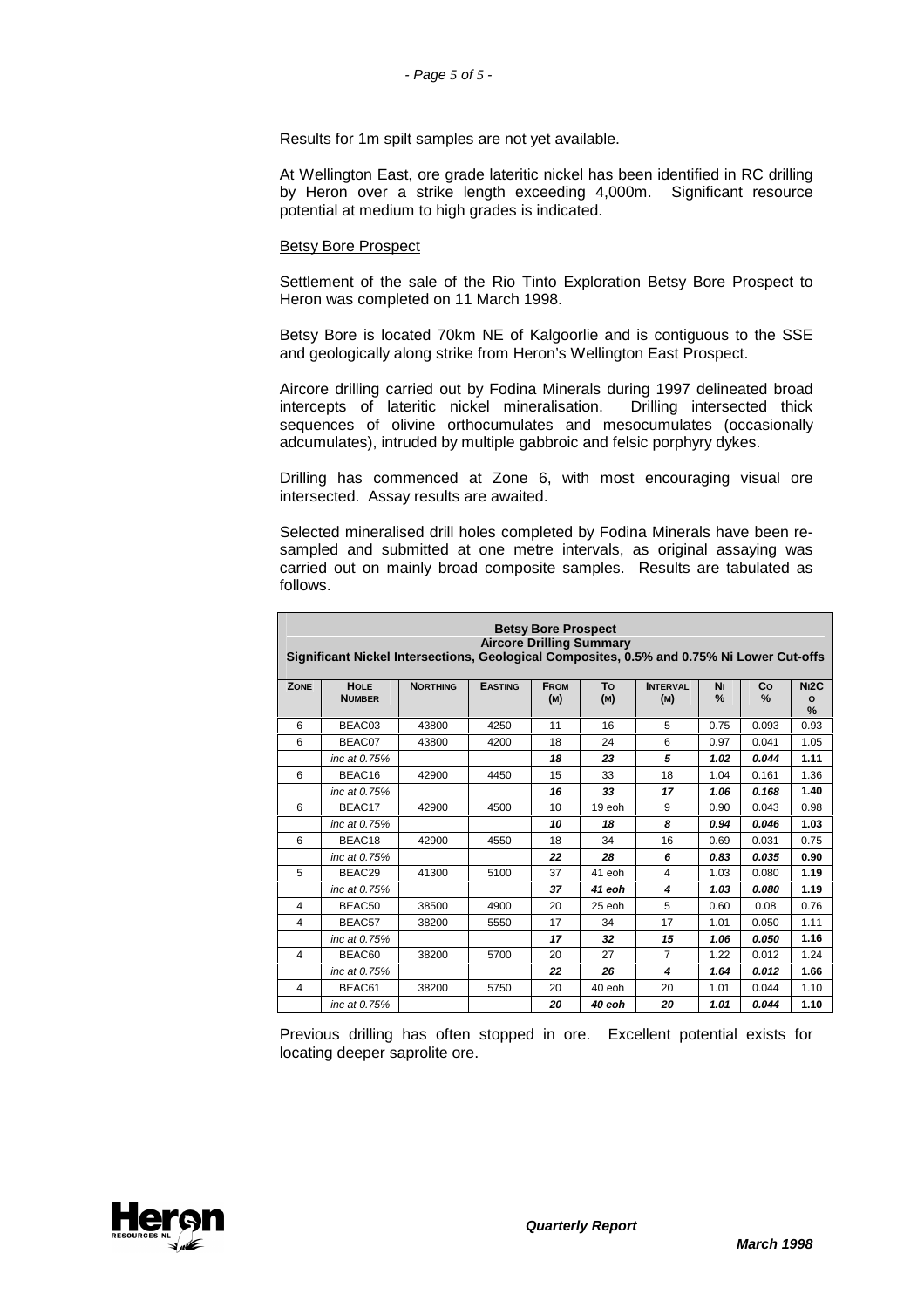Results for 1m spilt samples are not yet available.

At Wellington East, ore grade lateritic nickel has been identified in RC drilling by Heron over a strike length exceeding 4,000m. Significant resource potential at medium to high grades is indicated.

Betsy Bore Prospect

Settlement of the sale of the Rio Tinto Exploration Betsy Bore Prospect to Heron was completed on 11 March 1998.

Betsy Bore is located 70km NE of Kalgoorlie and is contiguous to the SSE and geologically along strike from Heron's Wellington East Prospect.

Aircore drilling carried out by Fodina Minerals during 1997 delineated broad intercepts of lateritic nickel mineralisation. Drilling intersected thick sequences of olivine orthocumulates and mesocumulates (occasionally adcumulates), intruded by multiple gabbroic and felsic porphyry dykes.

Drilling has commenced at Zone 6, with most encouraging visual ore intersected. Assay results are awaited.

Selected mineralised drill holes completed by Fodina Minerals have been re-sampled and submitted at one metre intervals, as original assaying was carried out on mainly broad composite samples. Results are tabulated as follows.

**Betsy Bore Prospect**
**Aircore Drilling Summary**
**Significant Nickel Intersections, Geological Composites, 0.5% and 0.75% Ni Lower Cut-offs**

| Zone | Hole Number | Northing | Easting | From (m) | To (m) | Interval (m) | Ni % | Co % | Ni2Co % |
|---|---|---|---|---|---|---|---|---|---|
| 6 | BEAC03 | 43800 | 4250 | 11 | 16 | 5 | 0.75 | 0.093 | 0.93 |
| 6 | BEAC07 | 43800 | 4200 | 18 | 24 | 6 | 0.97 | 0.041 | 1.05 |
| | *inc at 0.75%* | | | ***18*** | ***23*** | ***5*** | ***1.02*** | ***0.044*** | **1.11** |
| 6 | BEAC16 | 42900 | 4450 | 15 | 33 | 18 | 1.04 | 0.161 | 1.36 |
| | *inc at 0.75%* | | | ***16*** | ***33*** | ***17*** | ***1.06*** | ***0.168*** | **1.40** |
| 6 | BEAC17 | 42900 | 4500 | 10 | 19 eoh | 9 | 0.90 | 0.043 | 0.98 |
| | *inc at 0.75%* | | | ***10*** | ***18*** | ***8*** | ***0.94*** | ***0.046*** | **1.03** |
| 6 | BEAC18 | 42900 | 4550 | 18 | 34 | 16 | 0.69 | 0.031 | 0.75 |
| | *inc at 0.75%* | | | ***22*** | ***28*** | ***6*** | ***0.83*** | ***0.035*** | **0.90** |
| 5 | BEAC29 | 41300 | 5100 | 37 | 41 eoh | 4 | 1.03 | 0.080 | 1.19 |
| | *inc at 0.75%* | | | ***37*** | ***41 eoh*** | ***4*** | ***1.03*** | ***0.080*** | **1.19** |
| 4 | BEAC50 | 38500 | 4900 | 20 | 25 eoh | 5 | 0.60 | 0.08 | 0.76 |
| 4 | BEAC57 | 38200 | 5550 | 17 | 34 | 17 | 1.01 | 0.050 | 1.11 |
| | *inc at 0.75%* | | | ***17*** | ***32*** | ***15*** | ***1.06*** | ***0.050*** | **1.16** |
| 4 | BEAC60 | 38200 | 5700 | 20 | 27 | 7 | 1.22 | 0.012 | 1.24 |
| | *inc at 0.75%* | | | ***22*** | ***26*** | ***4*** | ***1.64*** | ***0.012*** | **1.66** |
| 4 | BEAC61 | 38200 | 5750 | 20 | 40 eoh | 20 | 1.01 | 0.044 | 1.10 |
| | *inc at 0.75%* | | | ***20*** | ***40 eoh*** | ***20*** | ***1.01*** | ***0.044*** | **1.10** |

Previous drilling has often stopped in ore. Excellent potential exists for locating deeper saprolite ore.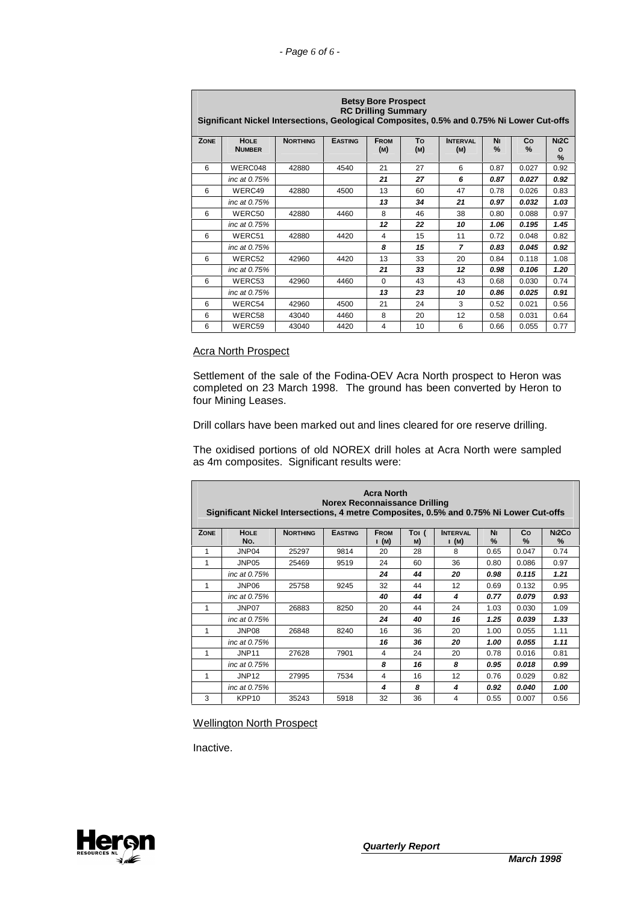| **Betsy Bore Prospect**<br>**RC Drilling Summary**<br>**Significant Nickel Intersections, Geological Composites, 0.5% and 0.75% Ni Lower Cut-offs** | | | | | | | | | |
|---|---|---|---|---|---|---|---|---|---|
| **Zone** | **Hole Number** | **Northing** | **Easting** | **From (m)** | **To (m)** | **Interval (m)** | **Ni %** | **Co %** | **Ni2Co %** |
| 6 | WERC048 | 42880 | 4540 | 21 | 27 | 6 | 0.87 | 0.027 | 0.92 |
| | *inc at 0.75%* | | | ***21*** | ***27*** | ***6*** | ***0.87*** | ***0.027*** | ***0.92*** |
| 6 | WERC49 | 42880 | 4500 | 13 | 60 | 47 | 0.78 | 0.026 | 0.83 |
| | *inc at 0.75%* | | | ***13*** | ***34*** | ***21*** | ***0.97*** | ***0.032*** | ***1.03*** |
| 6 | WERC50 | 42880 | 4460 | 8 | 46 | 38 | 0.80 | 0.088 | 0.97 |
| | *inc at 0.75%* | | | ***12*** | ***22*** | ***10*** | ***1.06*** | ***0.195*** | ***1.45*** |
| 6 | WERC51 | 42880 | 4420 | 4 | 15 | 11 | 0.72 | 0.048 | 0.82 |
| | *inc at 0.75%* | | | ***8*** | ***15*** | ***7*** | ***0.83*** | ***0.045*** | ***0.92*** |
| 6 | WERC52 | 42960 | 4420 | 13 | 33 | 20 | 0.84 | 0.118 | 1.08 |
| | *inc at 0.75%* | | | ***21*** | ***33*** | ***12*** | ***0.98*** | ***0.106*** | ***1.20*** |
| 6 | WERC53 | 42960 | 4460 | 0 | 43 | 43 | 0.68 | 0.030 | 0.74 |
| | *inc at 0.75%* | | | ***13*** | ***23*** | ***10*** | ***0.86*** | ***0.025*** | ***0.91*** |
| 6 | WERC54 | 42960 | 4500 | 21 | 24 | 3 | 0.52 | 0.021 | 0.56 |
| 6 | WERC58 | 43040 | 4460 | 8 | 20 | 12 | 0.58 | 0.031 | 0.64 |
| 6 | WERC59 | 43040 | 4420 | 4 | 10 | 6 | 0.66 | 0.055 | 0.77 |

## Acra North Prospect

Settlement of the sale of the Fodina-OEV Acra North prospect to Heron was completed on 23 March 1998. The ground has been converted by Heron to four Mining Leases.

Drill collars have been marked out and lines cleared for ore reserve drilling.

The oxidised portions of old NOREX drill holes at Acra North were sampled as 4m composites. Significant results were:

| **Acra North**<br>**Norex Reconnaissance Drilling**<br>**Significant Nickel Intersections, 4 metre Composites, 0.5% and 0.75% Ni Lower Cut-offs** | | | | | | | | | |
|---|---|---|---|---|---|---|---|---|---|
| **Zone** | **Hole No.** | **Northing** | **Easting** | **From (m)** | **To (m)** | **Interval (m)** | **Ni %** | **Co %** | **Ni2Co %** |
| 1 | JNP04 | 25297 | 9814 | 20 | 28 | 8 | 0.65 | 0.047 | 0.74 |
| 1 | JNP05 | 25469 | 9519 | 24 | 60 | 36 | 0.80 | 0.086 | 0.97 |
| | *inc at 0.75%* | | | ***24*** | ***44*** | ***20*** | ***0.98*** | ***0.115*** | ***1.21*** |
| 1 | JNP06 | 25758 | 9245 | 32 | 44 | 12 | 0.69 | 0.132 | 0.95 |
| | *inc at 0.75%* | | | ***40*** | ***44*** | ***4*** | ***0.77*** | ***0.079*** | ***0.93*** |
| 1 | JNP07 | 26883 | 8250 | 20 | 44 | 24 | 1.03 | 0.030 | 1.09 |
| | *inc at 0.75%* | | | ***24*** | ***40*** | ***16*** | ***1.25*** | ***0.039*** | ***1.33*** |
| 1 | JNP08 | 26848 | 8240 | 16 | 36 | 20 | 1.00 | 0.055 | 1.11 |
| | *inc at 0.75%* | | | ***16*** | ***36*** | ***20*** | ***1.00*** | ***0.055*** | ***1.11*** |
| 1 | JNP11 | 27628 | 7901 | 4 | 24 | 20 | 0.78 | 0.016 | 0.81 |
| | *inc at 0.75%* | | | ***8*** | ***16*** | ***8*** | ***0.95*** | ***0.018*** | ***0.99*** |
| 1 | JNP12 | 27995 | 7534 | 4 | 16 | 12 | 0.76 | 0.029 | 0.82 |
| | *inc at 0.75%* | | | ***4*** | ***8*** | ***4*** | ***0.92*** | ***0.040*** | ***1.00*** |
| 3 | KPP10 | 35243 | 5918 | 32 | 36 | 4 | 0.55 | 0.007 | 0.56 |

## Wellington North Prospect

Inactive.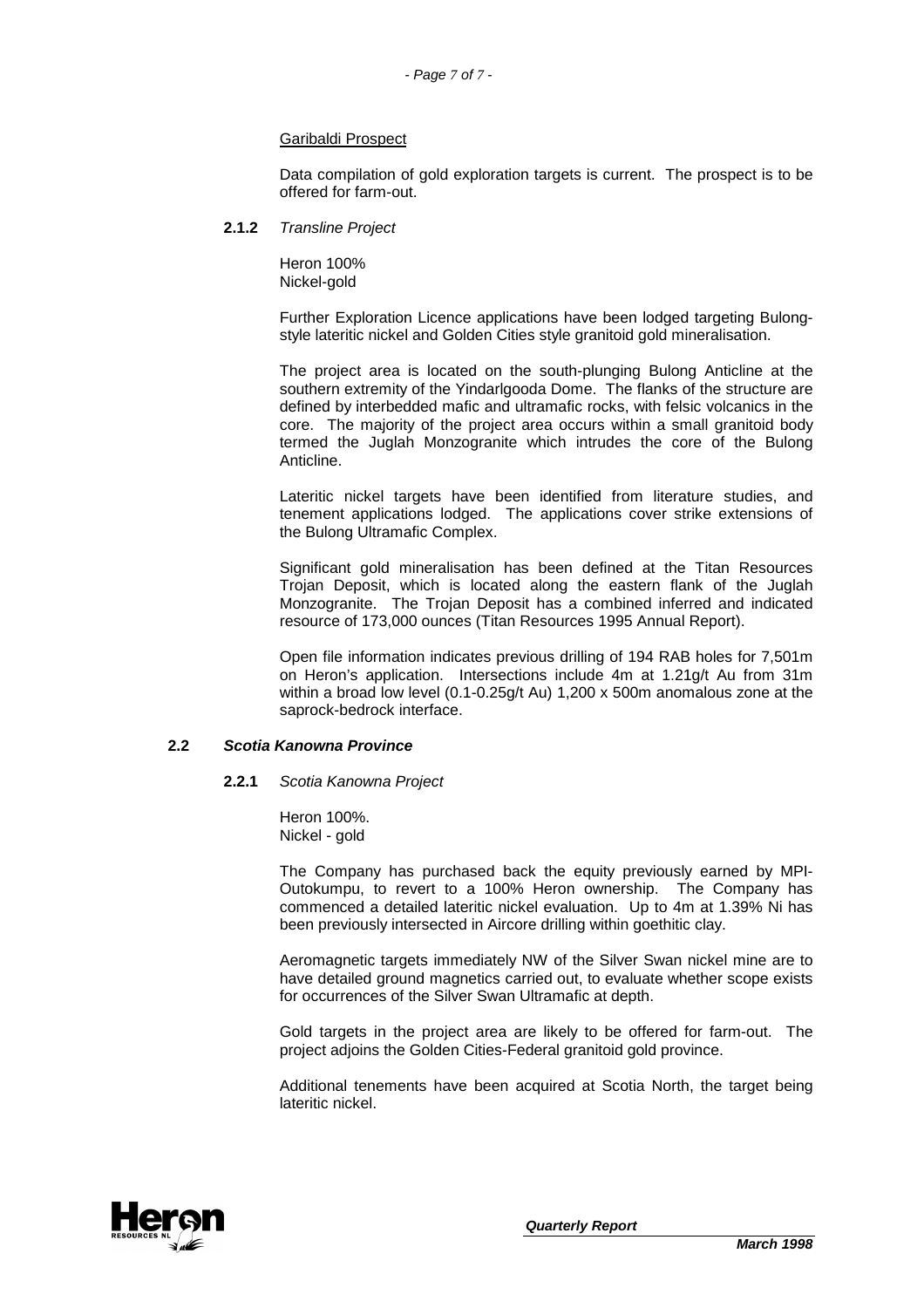Garibaldi Prospect

Data compilation of gold exploration targets is current. The prospect is to be offered for farm-out.

**2.1.2** *Transline Project*

Heron 100%
Nickel-gold

Further Exploration Licence applications have been lodged targeting Bulong-style lateritic nickel and Golden Cities style granitoid gold mineralisation.

The project area is located on the south-plunging Bulong Anticline at the southern extremity of the Yindarlgooda Dome. The flanks of the structure are defined by interbedded mafic and ultramafic rocks, with felsic volcanics in the core. The majority of the project area occurs within a small granitoid body termed the Juglah Monzogranite which intrudes the core of the Bulong Anticline.

Lateritic nickel targets have been identified from literature studies, and tenement applications lodged. The applications cover strike extensions of the Bulong Ultramafic Complex.

Significant gold mineralisation has been defined at the Titan Resources Trojan Deposit, which is located along the eastern flank of the Juglah Monzogranite. The Trojan Deposit has a combined inferred and indicated resource of 173,000 ounces (Titan Resources 1995 Annual Report).

Open file information indicates previous drilling of 194 RAB holes for 7,501m on Heron's application. Intersections include 4m at 1.21g/t Au from 31m within a broad low level (0.1-0.25g/t Au) 1,200 x 500m anomalous zone at the saprock-bedrock interface.

## 2.2 *Scotia Kanowna Province*

**2.2.1** *Scotia Kanowna Project*

Heron 100%.
Nickel - gold

The Company has purchased back the equity previously earned by MPI-Outokumpu, to revert to a 100% Heron ownership. The Company has commenced a detailed lateritic nickel evaluation. Up to 4m at 1.39% Ni has been previously intersected in Aircore drilling within goethitic clay.

Aeromagnetic targets immediately NW of the Silver Swan nickel mine are to have detailed ground magnetics carried out, to evaluate whether scope exists for occurrences of the Silver Swan Ultramafic at depth.

Gold targets in the project area are likely to be offered for farm-out. The project adjoins the Golden Cities-Federal granitoid gold province.

Additional tenements have been acquired at Scotia North, the target being lateritic nickel.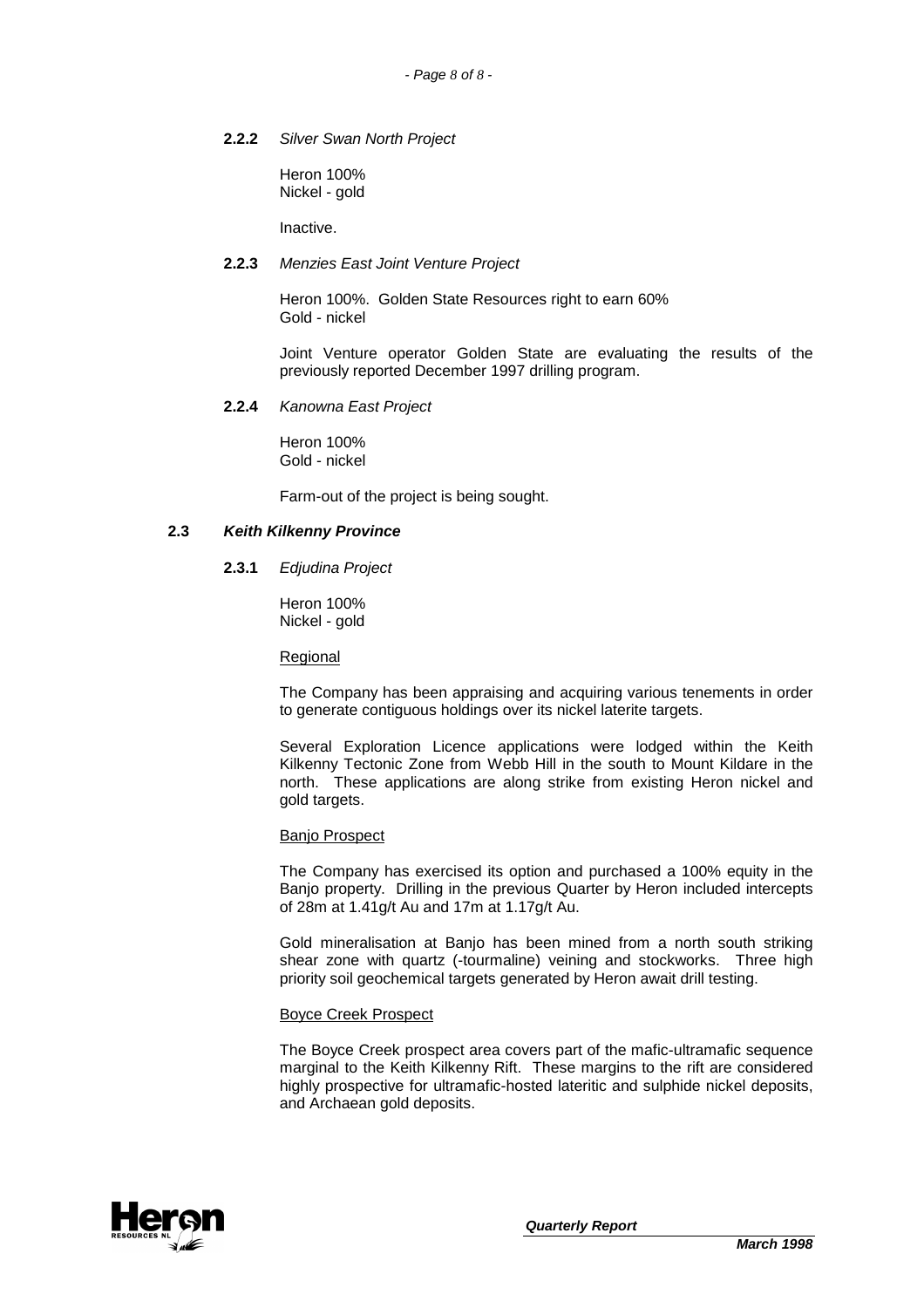#### **2.2.2** *Silver Swan North Project*

Heron 100%
Nickel - gold

Inactive.

#### **2.2.3** *Menzies East Joint Venture Project*

Heron 100%. Golden State Resources right to earn 60%
Gold - nickel

Joint Venture operator Golden State are evaluating the results of the previously reported December 1997 drilling program.

#### **2.2.4** *Kanowna East Project*

Heron 100%
Gold - nickel

Farm-out of the project is being sought.

### **2.3** ***Keith Kilkenny Province***

#### **2.3.1** *Edjudina Project*

Heron 100%
Nickel - gold

<u>Regional</u>

The Company has been appraising and acquiring various tenements in order to generate contiguous holdings over its nickel laterite targets.

Several Exploration Licence applications were lodged within the Keith Kilkenny Tectonic Zone from Webb Hill in the south to Mount Kildare in the north. These applications are along strike from existing Heron nickel and gold targets.

<u>Banjo Prospect</u>

The Company has exercised its option and purchased a 100% equity in the Banjo property. Drilling in the previous Quarter by Heron included intercepts of 28m at 1.41g/t Au and 17m at 1.17g/t Au.

Gold mineralisation at Banjo has been mined from a north south striking shear zone with quartz (-tourmaline) veining and stockworks. Three high priority soil geochemical targets generated by Heron await drill testing.

<u>Boyce Creek Prospect</u>

The Boyce Creek prospect area covers part of the mafic-ultramafic sequence marginal to the Keith Kilkenny Rift. These margins to the rift are considered highly prospective for ultramafic-hosted lateritic and sulphide nickel deposits, and Archaean gold deposits.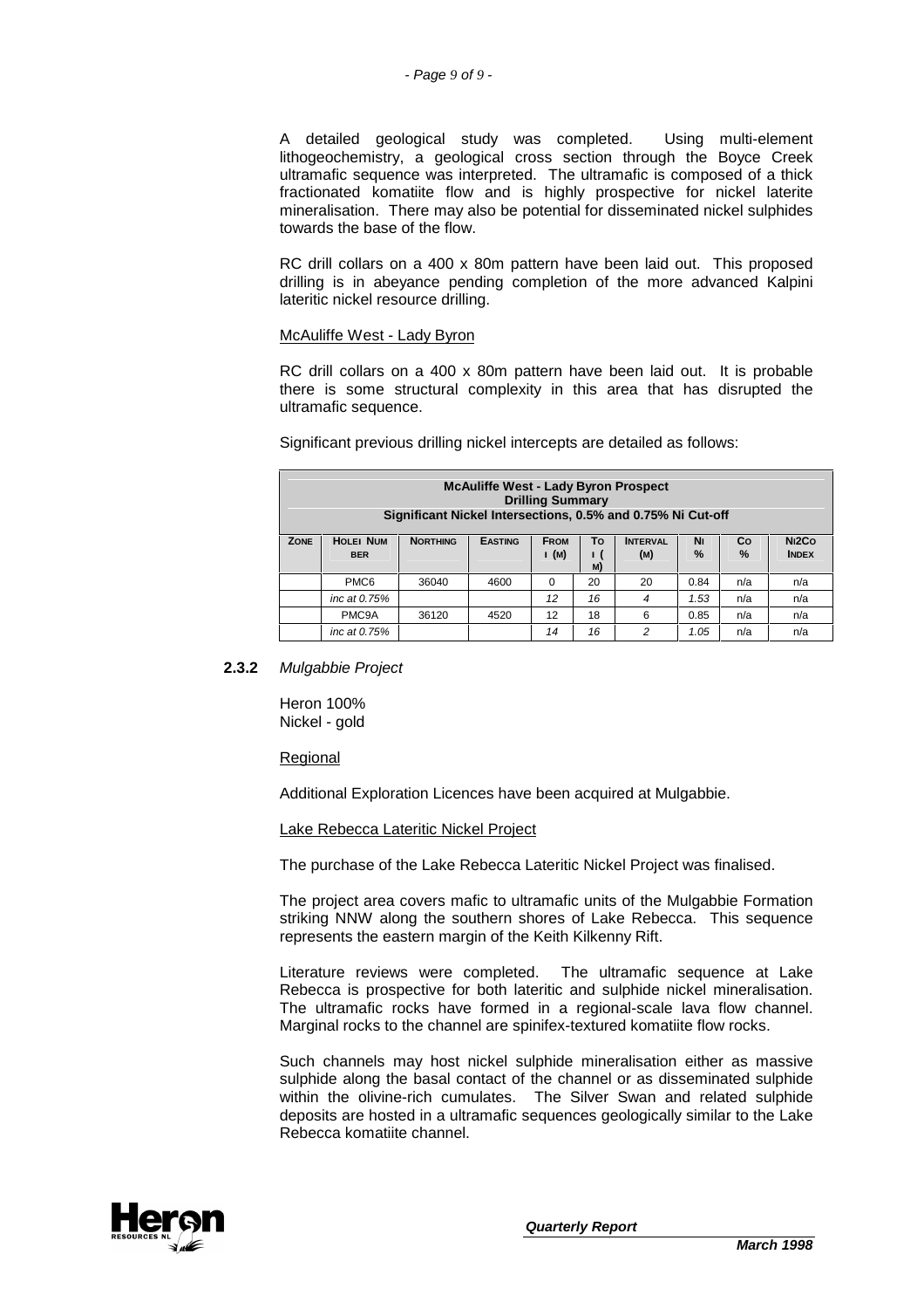A detailed geological study was completed. Using multi-element lithogeochemistry, a geological cross section through the Boyce Creek ultramafic sequence was interpreted. The ultramafic is composed of a thick fractionated komatiite flow and is highly prospective for nickel laterite mineralisation. There may also be potential for disseminated nickel sulphides towards the base of the flow.

RC drill collars on a 400 x 80m pattern have been laid out. This proposed drilling is in abeyance pending completion of the more advanced Kalpini lateritic nickel resource drilling.

McAuliffe West - Lady Byron

RC drill collars on a 400 x 80m pattern have been laid out. It is probable there is some structural complexity in this area that has disrupted the ultramafic sequence.

Significant previous drilling nickel intercepts are detailed as follows:

**McAuliffe West - Lady Byron Prospect**
**Drilling Summary**
**Significant Nickel Intersections, 0.5% and 0.75% Ni Cut-off**

| Zone | Hole Number | Northing | Easting | From (m) | To (m) | Interval (m) | Ni % | Co % | Ni2Co Index |
|---|---|---|---|---|---|---|---|---|---|
| | PMC6 | 36040 | 4600 | 0 | 20 | 20 | 0.84 | n/a | n/a |
| | *inc at 0.75%* | | | *12* | *16* | *4* | *1.53* | n/a | n/a |
| | PMC9A | 36120 | 4520 | 12 | 18 | 6 | 0.85 | n/a | n/a |
| | *inc at 0.75%* | | | *14* | *16* | *2* | *1.05* | n/a | n/a |

### 2.3.2 *Mulgabbie Project*

Heron 100%
Nickel - gold

Regional

Additional Exploration Licences have been acquired at Mulgabbie.

Lake Rebecca Lateritic Nickel Project

The purchase of the Lake Rebecca Lateritic Nickel Project was finalised.

The project area covers mafic to ultramafic units of the Mulgabbie Formation striking NNW along the southern shores of Lake Rebecca. This sequence represents the eastern margin of the Keith Kilkenny Rift.

Literature reviews were completed. The ultramafic sequence at Lake Rebecca is prospective for both lateritic and sulphide nickel mineralisation. The ultramafic rocks have formed in a regional-scale lava flow channel. Marginal rocks to the channel are spinifex-textured komatiite flow rocks.

Such channels may host nickel sulphide mineralisation either as massive sulphide along the basal contact of the channel or as disseminated sulphide within the olivine-rich cumulates. The Silver Swan and related sulphide deposits are hosted in a ultramafic sequences geologically similar to the Lake Rebecca komatiite channel.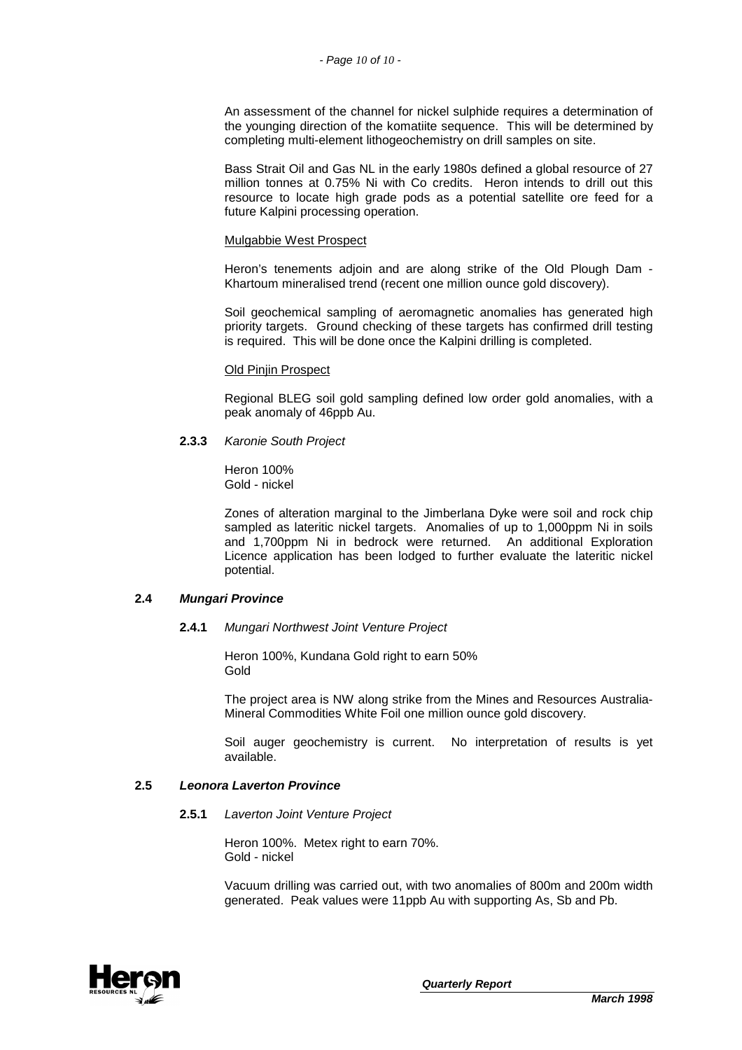An assessment of the channel for nickel sulphide requires a determination of the younging direction of the komatiite sequence. This will be determined by completing multi-element lithogeochemistry on drill samples on site.

Bass Strait Oil and Gas NL in the early 1980s defined a global resource of 27 million tonnes at 0.75% Ni with Co credits. Heron intends to drill out this resource to locate high grade pods as a potential satellite ore feed for a future Kalpini processing operation.

Mulgabbie West Prospect

Heron's tenements adjoin and are along strike of the Old Plough Dam - Khartoum mineralised trend (recent one million ounce gold discovery).

Soil geochemical sampling of aeromagnetic anomalies has generated high priority targets. Ground checking of these targets has confirmed drill testing is required. This will be done once the Kalpini drilling is completed.

Old Pinjin Prospect

Regional BLEG soil gold sampling defined low order gold anomalies, with a peak anomaly of 46ppb Au.

**2.3.3** *Karonie South Project*

Heron 100%
Gold - nickel

Zones of alteration marginal to the Jimberlana Dyke were soil and rock chip sampled as lateritic nickel targets. Anomalies of up to 1,000ppm Ni in soils and 1,700ppm Ni in bedrock were returned. An additional Exploration Licence application has been lodged to further evaluate the lateritic nickel potential.

### 2.4 *Mungari Province*

**2.4.1** *Mungari Northwest Joint Venture Project*

Heron 100%, Kundana Gold right to earn 50%
Gold

The project area is NW along strike from the Mines and Resources Australia-Mineral Commodities White Foil one million ounce gold discovery.

Soil auger geochemistry is current. No interpretation of results is yet available.

### 2.5 *Leonora Laverton Province*

**2.5.1** *Laverton Joint Venture Project*

Heron 100%. Metex right to earn 70%.
Gold - nickel

Vacuum drilling was carried out, with two anomalies of 800m and 200m width generated. Peak values were 11ppb Au with supporting As, Sb and Pb.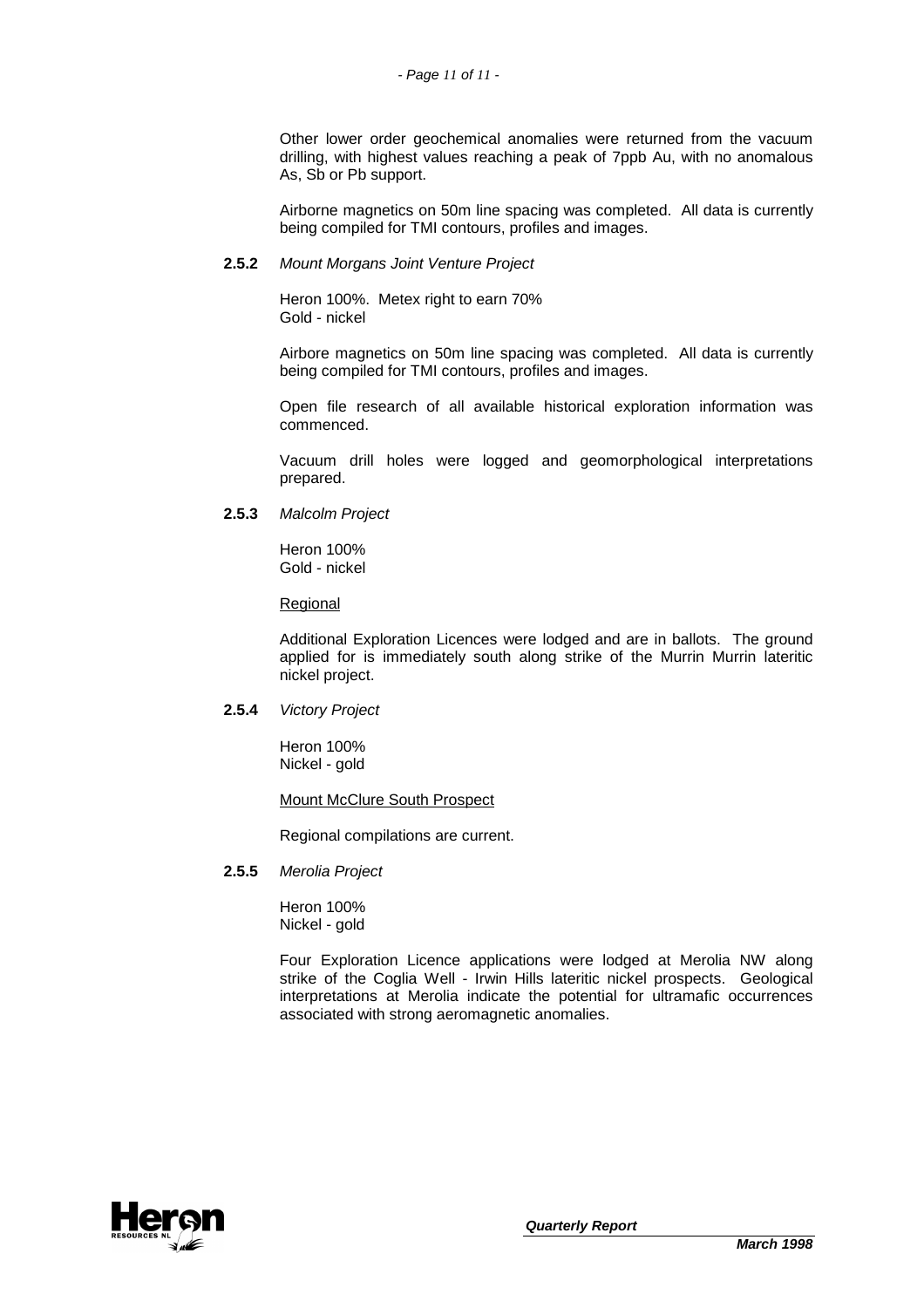Other lower order geochemical anomalies were returned from the vacuum drilling, with highest values reaching a peak of 7ppb Au, with no anomalous As, Sb or Pb support.

Airborne magnetics on 50m line spacing was completed. All data is currently being compiled for TMI contours, profiles and images.

**2.5.2** *Mount Morgans Joint Venture Project*

Heron 100%. Metex right to earn 70%
Gold - nickel

Airbore magnetics on 50m line spacing was completed. All data is currently being compiled for TMI contours, profiles and images.

Open file research of all available historical exploration information was commenced.

Vacuum drill holes were logged and geomorphological interpretations prepared.

**2.5.3** *Malcolm Project*

Heron 100%
Gold - nickel

Regional

Additional Exploration Licences were lodged and are in ballots. The ground applied for is immediately south along strike of the Murrin Murrin lateritic nickel project.

**2.5.4** *Victory Project*

Heron 100%
Nickel - gold

Mount McClure South Prospect

Regional compilations are current.

**2.5.5** *Merolia Project*

Heron 100%
Nickel - gold

Four Exploration Licence applications were lodged at Merolia NW along strike of the Coglia Well - Irwin Hills lateritic nickel prospects. Geological interpretations at Merolia indicate the potential for ultramafic occurrences associated with strong aeromagnetic anomalies.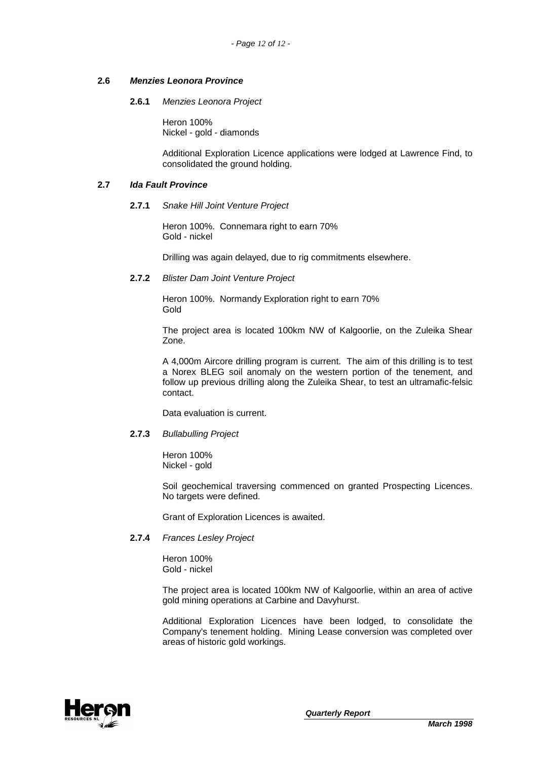## 2.6 *Menzies Leonora Province*

### 2.6.1 *Menzies Leonora Project*

Heron 100%
Nickel - gold - diamonds

Additional Exploration Licence applications were lodged at Lawrence Find, to consolidated the ground holding.

## 2.7 *Ida Fault Province*

### 2.7.1 *Snake Hill Joint Venture Project*

Heron 100%. Connemara right to earn 70%
Gold - nickel

Drilling was again delayed, due to rig commitments elsewhere.

### 2.7.2 *Blister Dam Joint Venture Project*

Heron 100%. Normandy Exploration right to earn 70%
Gold

The project area is located 100km NW of Kalgoorlie, on the Zuleika Shear Zone.

A 4,000m Aircore drilling program is current. The aim of this drilling is to test a Norex BLEG soil anomaly on the western portion of the tenement, and follow up previous drilling along the Zuleika Shear, to test an ultramafic-felsic contact.

Data evaluation is current.

### 2.7.3 *Bullabulling Project*

Heron 100%
Nickel - gold

Soil geochemical traversing commenced on granted Prospecting Licences. No targets were defined.

Grant of Exploration Licences is awaited.

### 2.7.4 *Frances Lesley Project*

Heron 100%
Gold - nickel

The project area is located 100km NW of Kalgoorlie, within an area of active gold mining operations at Carbine and Davyhurst.

Additional Exploration Licences have been lodged, to consolidate the Company's tenement holding. Mining Lease conversion was completed over areas of historic gold workings.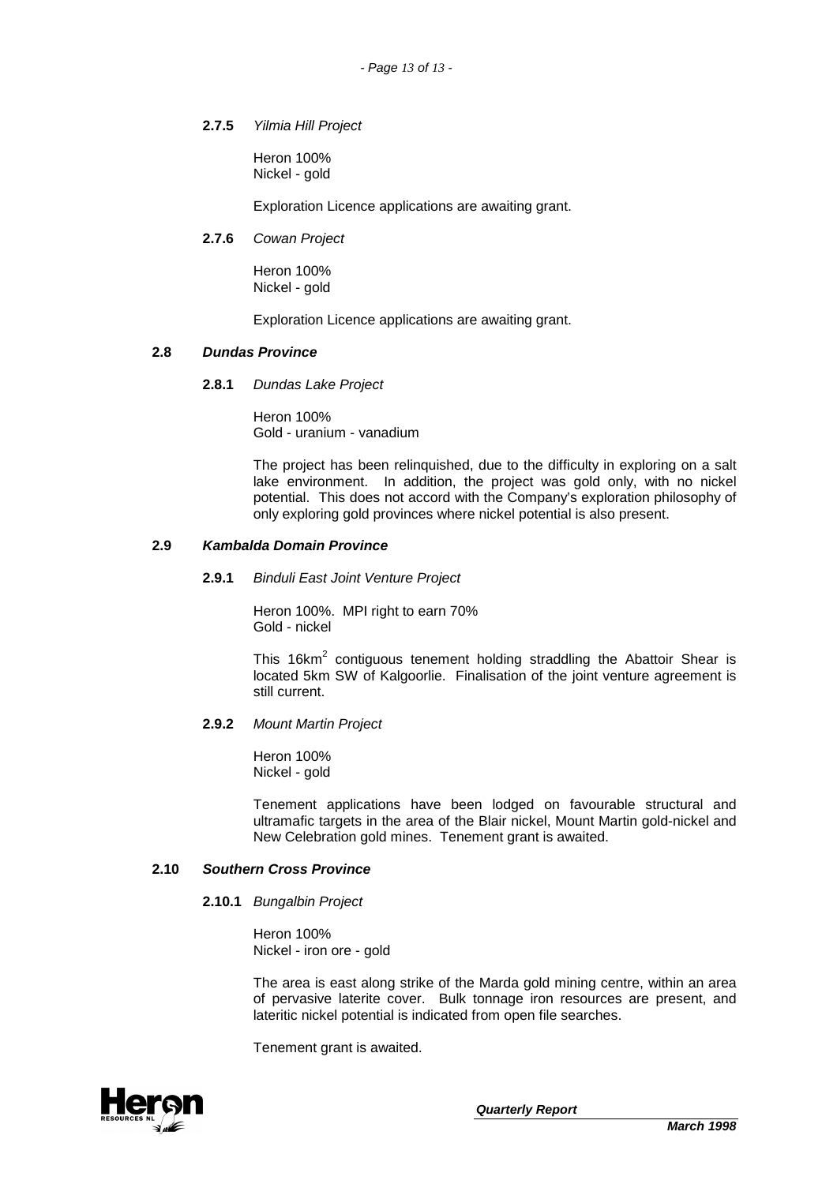**2.7.5** *Yilmia Hill Project*

Heron 100%
Nickel - gold

Exploration Licence applications are awaiting grant.

**2.7.6** *Cowan Project*

Heron 100%
Nickel - gold

Exploration Licence applications are awaiting grant.

### 2.8 *Dundas Province*

**2.8.1** *Dundas Lake Project*

Heron 100%
Gold - uranium - vanadium

The project has been relinquished, due to the difficulty in exploring on a salt lake environment. In addition, the project was gold only, with no nickel potential. This does not accord with the Company's exploration philosophy of only exploring gold provinces where nickel potential is also present.

### 2.9 *Kambalda Domain Province*

**2.9.1** *Binduli East Joint Venture Project*

Heron 100%. MPI right to earn 70%
Gold - nickel

This $16km^2$ contiguous tenement holding straddling the Abattoir Shear is located 5km SW of Kalgoorlie. Finalisation of the joint venture agreement is still current.

**2.9.2** *Mount Martin Project*

Heron 100%
Nickel - gold

Tenement applications have been lodged on favourable structural and ultramafic targets in the area of the Blair nickel, Mount Martin gold-nickel and New Celebration gold mines. Tenement grant is awaited.

### 2.10 *Southern Cross Province*

**2.10.1** *Bungalbin Project*

Heron 100%
Nickel - iron ore - gold

The area is east along strike of the Marda gold mining centre, within an area of pervasive laterite cover. Bulk tonnage iron resources are present, and lateritic nickel potential is indicated from open file searches.

Tenement grant is awaited.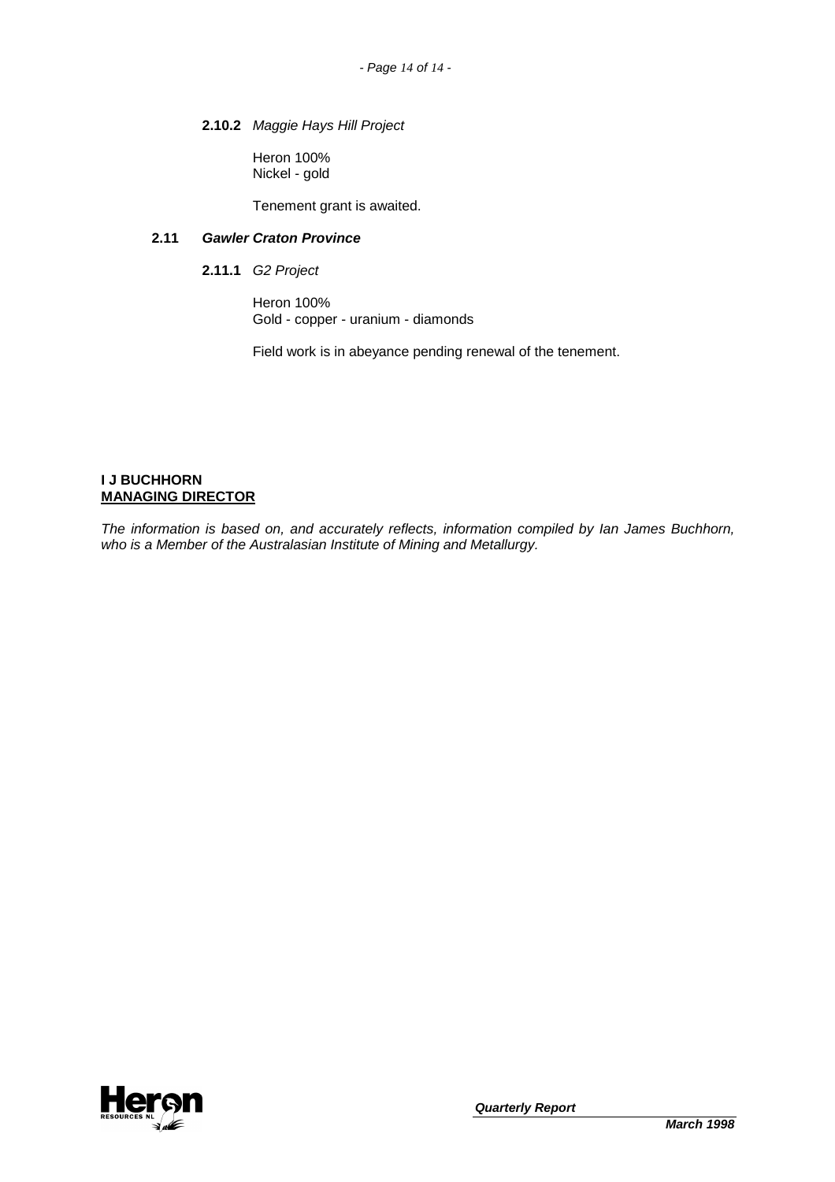**2.10.2** *Maggie Hays Hill Project*

Heron 100%
Nickel - gold

Tenement grant is awaited.

### 2.11 *Gawler Craton Province*

**2.11.1** *G2 Project*

Heron 100%
Gold - copper - uranium - diamonds

Field work is in abeyance pending renewal of the tenement.

**I J BUCHHORN**
**MANAGING DIRECTOR**

*The information is based on, and accurately reflects, information compiled by Ian James Buchhorn, who is a Member of the Australasian Institute of Mining and Metallurgy.*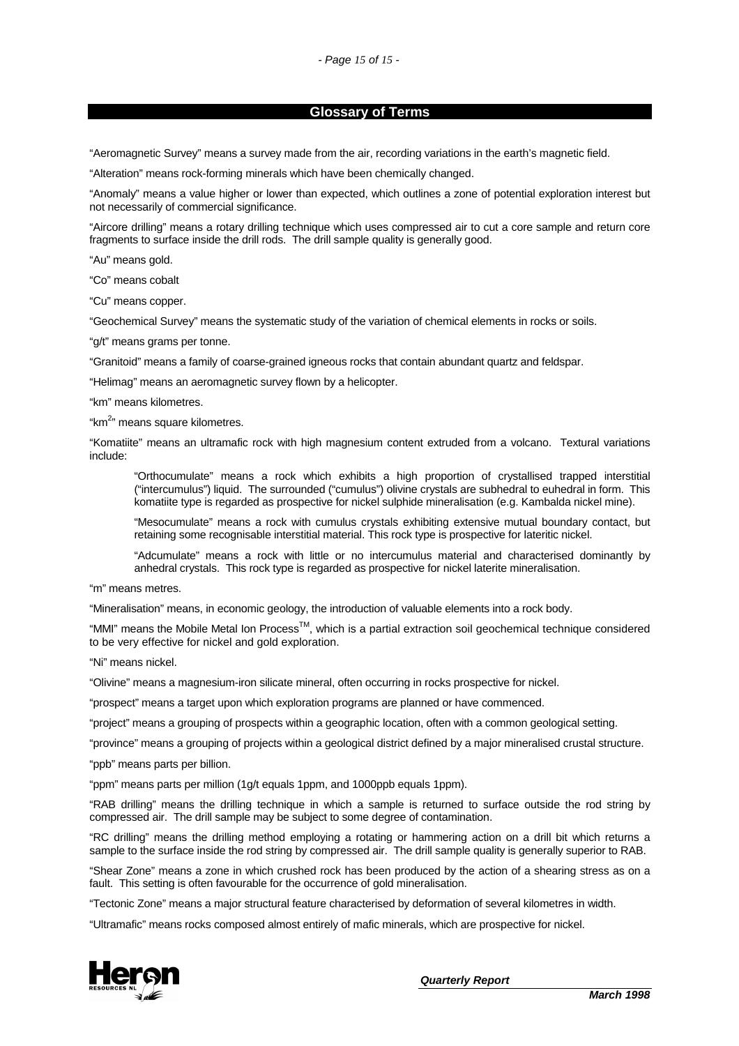## Glossary of Terms

"Aeromagnetic Survey" means a survey made from the air, recording variations in the earth's magnetic field.

"Alteration" means rock-forming minerals which have been chemically changed.

"Anomaly" means a value higher or lower than expected, which outlines a zone of potential exploration interest but not necessarily of commercial significance.

"Aircore drilling" means a rotary drilling technique which uses compressed air to cut a core sample and return core fragments to surface inside the drill rods. The drill sample quality is generally good.

"Au" means gold.

"Co" means cobalt

"Cu" means copper.

"Geochemical Survey" means the systematic study of the variation of chemical elements in rocks or soils.

"g/t" means grams per tonne.

"Granitoid" means a family of coarse-grained igneous rocks that contain abundant quartz and feldspar.

"Helimag" means an aeromagnetic survey flown by a helicopter.

"km" means kilometres.

"$km^2$" means square kilometres.

"Komatiite" means an ultramafic rock with high magnesium content extruded from a volcano. Textural variations include:

> "Orthocumulate" means a rock which exhibits a high proportion of crystallised trapped interstitial ("intercumulus") liquid. The surrounded ("cumulus") olivine crystals are subhedral to euhedral in form. This komatiite type is regarded as prospective for nickel sulphide mineralisation (e.g. Kambalda nickel mine).
>
> "Mesocumulate" means a rock with cumulus crystals exhibiting extensive mutual boundary contact, but retaining some recognisable interstitial material. This rock type is prospective for lateritic nickel.
>
> "Adcumulate" means a rock with little or no intercumulus material and characterised dominantly by anhedral crystals. This rock type is regarded as prospective for nickel laterite mineralisation.

"m" means metres.

"Mineralisation" means, in economic geology, the introduction of valuable elements into a rock body.

"MMI" means the Mobile Metal Ion Process™, which is a partial extraction soil geochemical technique considered to be very effective for nickel and gold exploration.

"Ni" means nickel.

"Olivine" means a magnesium-iron silicate mineral, often occurring in rocks prospective for nickel.

"prospect" means a target upon which exploration programs are planned or have commenced.

"project" means a grouping of prospects within a geographic location, often with a common geological setting.

"province" means a grouping of projects within a geological district defined by a major mineralised crustal structure.

"ppb" means parts per billion.

"ppm" means parts per million (1g/t equals 1ppm, and 1000ppb equals 1ppm).

"RAB drilling" means the drilling technique in which a sample is returned to surface outside the rod string by compressed air. The drill sample may be subject to some degree of contamination.

"RC drilling" means the drilling method employing a rotating or hammering action on a drill bit which returns a sample to the surface inside the rod string by compressed air. The drill sample quality is generally superior to RAB.

"Shear Zone" means a zone in which crushed rock has been produced by the action of a shearing stress as on a fault. This setting is often favourable for the occurrence of gold mineralisation.

"Tectonic Zone" means a major structural feature characterised by deformation of several kilometres in width.

"Ultramafic" means rocks composed almost entirely of mafic minerals, which are prospective for nickel.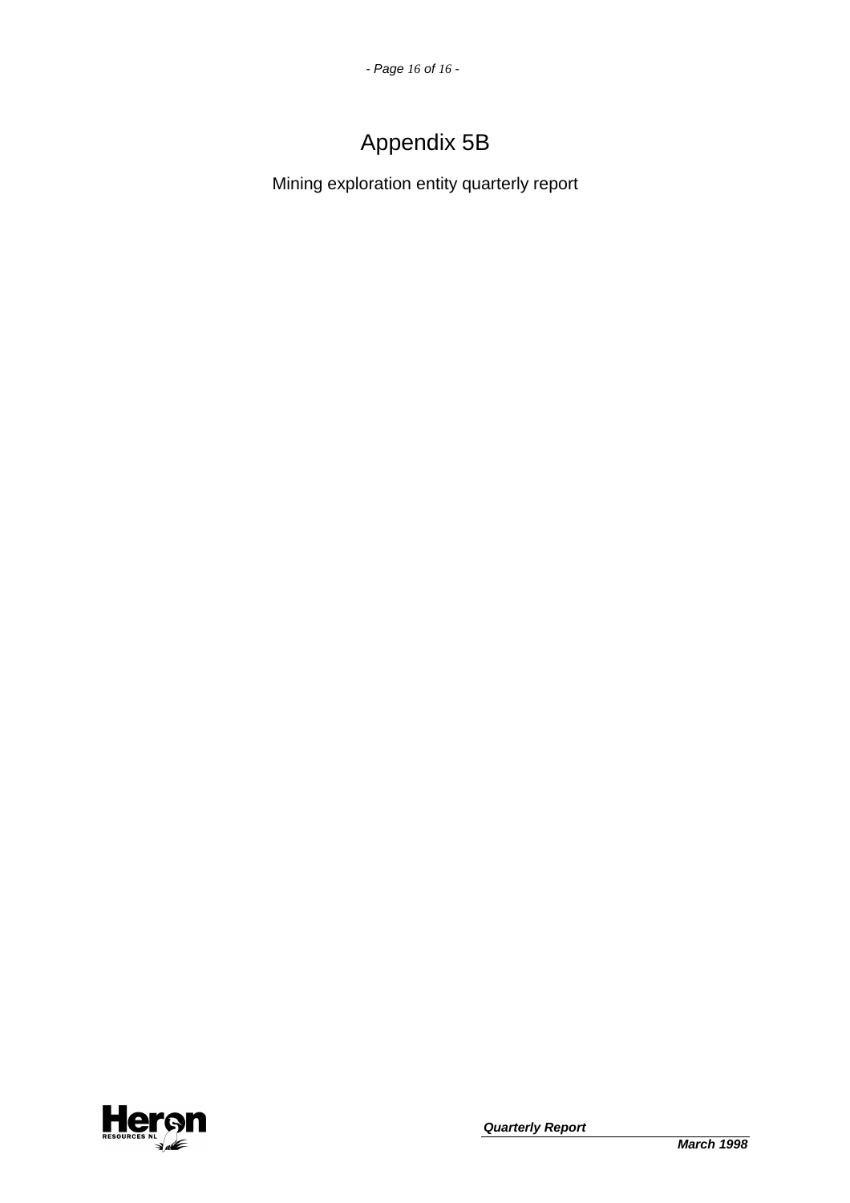# Appendix 5B

Mining exploration entity quarterly report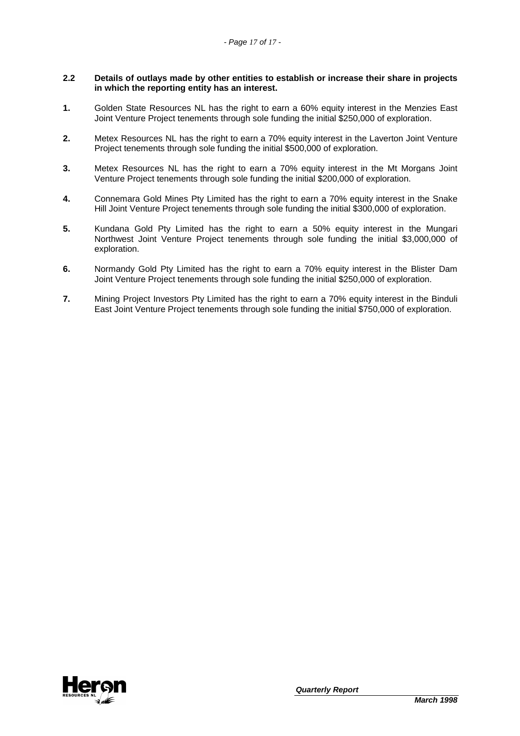**2.2 Details of outlays made by other entities to establish or increase their share in projects in which the reporting entity has an interest.**

**1.** Golden State Resources NL has the right to earn a 60% equity interest in the Menzies East Joint Venture Project tenements through sole funding the initial $250,000 of exploration.

**2.** Metex Resources NL has the right to earn a 70% equity interest in the Laverton Joint Venture Project tenements through sole funding the initial $500,000 of exploration.

**3.** Metex Resources NL has the right to earn a 70% equity interest in the Mt Morgans Joint Venture Project tenements through sole funding the initial $200,000 of exploration.

**4.** Connemara Gold Mines Pty Limited has the right to earn a 70% equity interest in the Snake Hill Joint Venture Project tenements through sole funding the initial $300,000 of exploration.

**5.** Kundana Gold Pty Limited has the right to earn a 50% equity interest in the Mungari Northwest Joint Venture Project tenements through sole funding the initial $3,000,000 of exploration.

**6.** Normandy Gold Pty Limited has the right to earn a 70% equity interest in the Blister Dam Joint Venture Project tenements through sole funding the initial $250,000 of exploration.

**7.** Mining Project Investors Pty Limited has the right to earn a 70% equity interest in the Binduli East Joint Venture Project tenements through sole funding the initial $750,000 of exploration.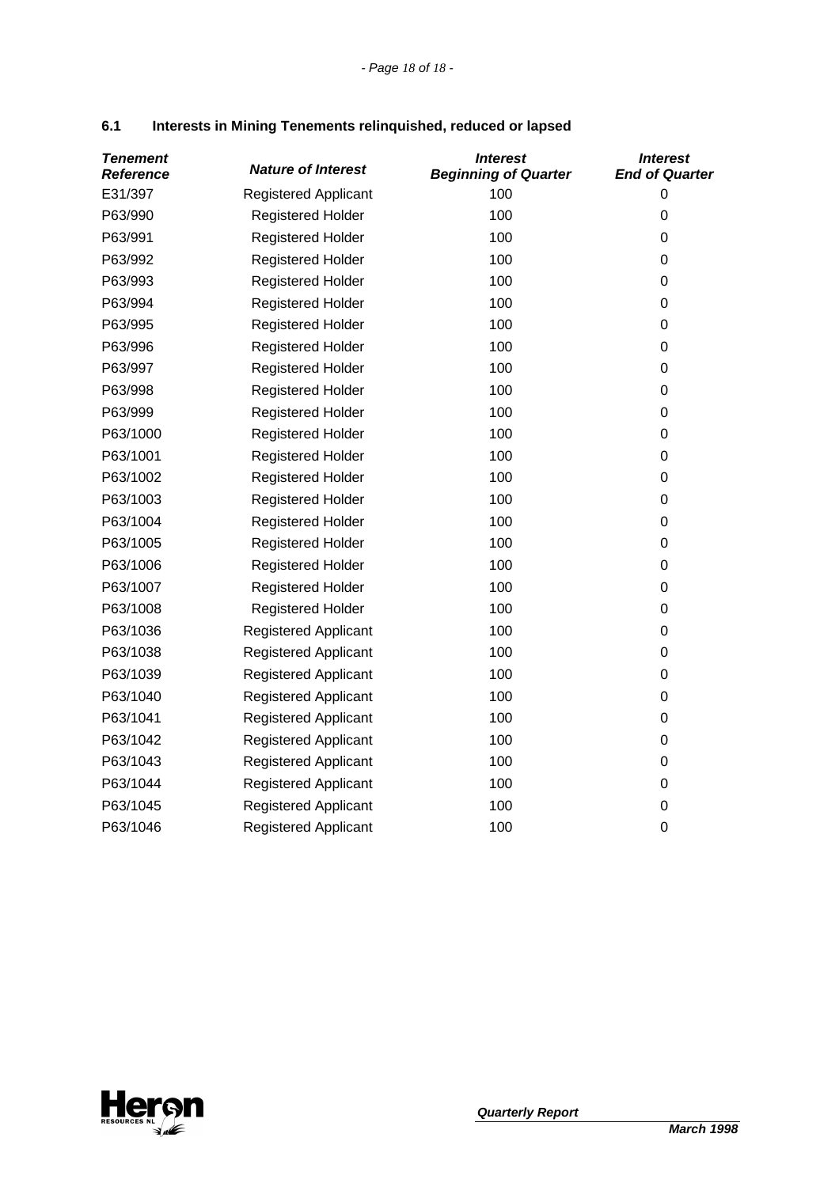### 6.1 Interests in Mining Tenements relinquished, reduced or lapsed

| *Tenement Reference* | *Nature of Interest* | *Interest Beginning of Quarter* | *Interest End of Quarter* |
|---|---|---|---|
| E31/397 | Registered Applicant | 100 | 0 |
| P63/990 | Registered Holder | 100 | 0 |
| P63/991 | Registered Holder | 100 | 0 |
| P63/992 | Registered Holder | 100 | 0 |
| P63/993 | Registered Holder | 100 | 0 |
| P63/994 | Registered Holder | 100 | 0 |
| P63/995 | Registered Holder | 100 | 0 |
| P63/996 | Registered Holder | 100 | 0 |
| P63/997 | Registered Holder | 100 | 0 |
| P63/998 | Registered Holder | 100 | 0 |
| P63/999 | Registered Holder | 100 | 0 |
| P63/1000 | Registered Holder | 100 | 0 |
| P63/1001 | Registered Holder | 100 | 0 |
| P63/1002 | Registered Holder | 100 | 0 |
| P63/1003 | Registered Holder | 100 | 0 |
| P63/1004 | Registered Holder | 100 | 0 |
| P63/1005 | Registered Holder | 100 | 0 |
| P63/1006 | Registered Holder | 100 | 0 |
| P63/1007 | Registered Holder | 100 | 0 |
| P63/1008 | Registered Holder | 100 | 0 |
| P63/1036 | Registered Applicant | 100 | 0 |
| P63/1038 | Registered Applicant | 100 | 0 |
| P63/1039 | Registered Applicant | 100 | 0 |
| P63/1040 | Registered Applicant | 100 | 0 |
| P63/1041 | Registered Applicant | 100 | 0 |
| P63/1042 | Registered Applicant | 100 | 0 |
| P63/1043 | Registered Applicant | 100 | 0 |
| P63/1044 | Registered Applicant | 100 | 0 |
| P63/1045 | Registered Applicant | 100 | 0 |
| P63/1046 | Registered Applicant | 100 | 0 |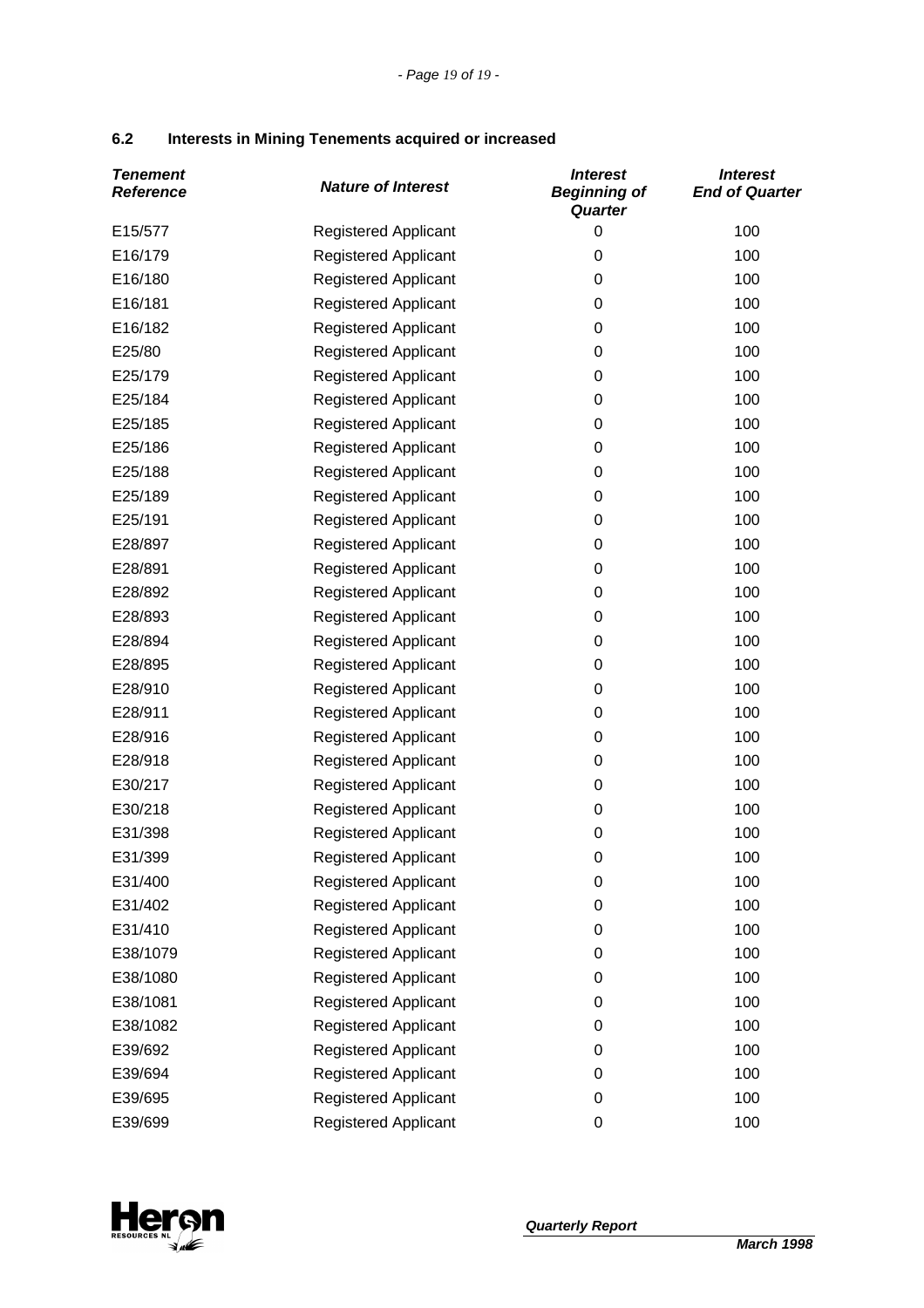## 6.2 Interests in Mining Tenements acquired or increased

| *Tenement Reference* | *Nature of Interest* | *Interest Beginning of Quarter* | *Interest End of Quarter* |
|---|---|---|---|
| E15/577 | Registered Applicant | 0 | 100 |
| E16/179 | Registered Applicant | 0 | 100 |
| E16/180 | Registered Applicant | 0 | 100 |
| E16/181 | Registered Applicant | 0 | 100 |
| E16/182 | Registered Applicant | 0 | 100 |
| E25/80 | Registered Applicant | 0 | 100 |
| E25/179 | Registered Applicant | 0 | 100 |
| E25/184 | Registered Applicant | 0 | 100 |
| E25/185 | Registered Applicant | 0 | 100 |
| E25/186 | Registered Applicant | 0 | 100 |
| E25/188 | Registered Applicant | 0 | 100 |
| E25/189 | Registered Applicant | 0 | 100 |
| E25/191 | Registered Applicant | 0 | 100 |
| E28/897 | Registered Applicant | 0 | 100 |
| E28/891 | Registered Applicant | 0 | 100 |
| E28/892 | Registered Applicant | 0 | 100 |
| E28/893 | Registered Applicant | 0 | 100 |
| E28/894 | Registered Applicant | 0 | 100 |
| E28/895 | Registered Applicant | 0 | 100 |
| E28/910 | Registered Applicant | 0 | 100 |
| E28/911 | Registered Applicant | 0 | 100 |
| E28/916 | Registered Applicant | 0 | 100 |
| E28/918 | Registered Applicant | 0 | 100 |
| E30/217 | Registered Applicant | 0 | 100 |
| E30/218 | Registered Applicant | 0 | 100 |
| E31/398 | Registered Applicant | 0 | 100 |
| E31/399 | Registered Applicant | 0 | 100 |
| E31/400 | Registered Applicant | 0 | 100 |
| E31/402 | Registered Applicant | 0 | 100 |
| E31/410 | Registered Applicant | 0 | 100 |
| E38/1079 | Registered Applicant | 0 | 100 |
| E38/1080 | Registered Applicant | 0 | 100 |
| E38/1081 | Registered Applicant | 0 | 100 |
| E38/1082 | Registered Applicant | 0 | 100 |
| E39/692 | Registered Applicant | 0 | 100 |
| E39/694 | Registered Applicant | 0 | 100 |
| E39/695 | Registered Applicant | 0 | 100 |
| E39/699 | Registered Applicant | 0 | 100 |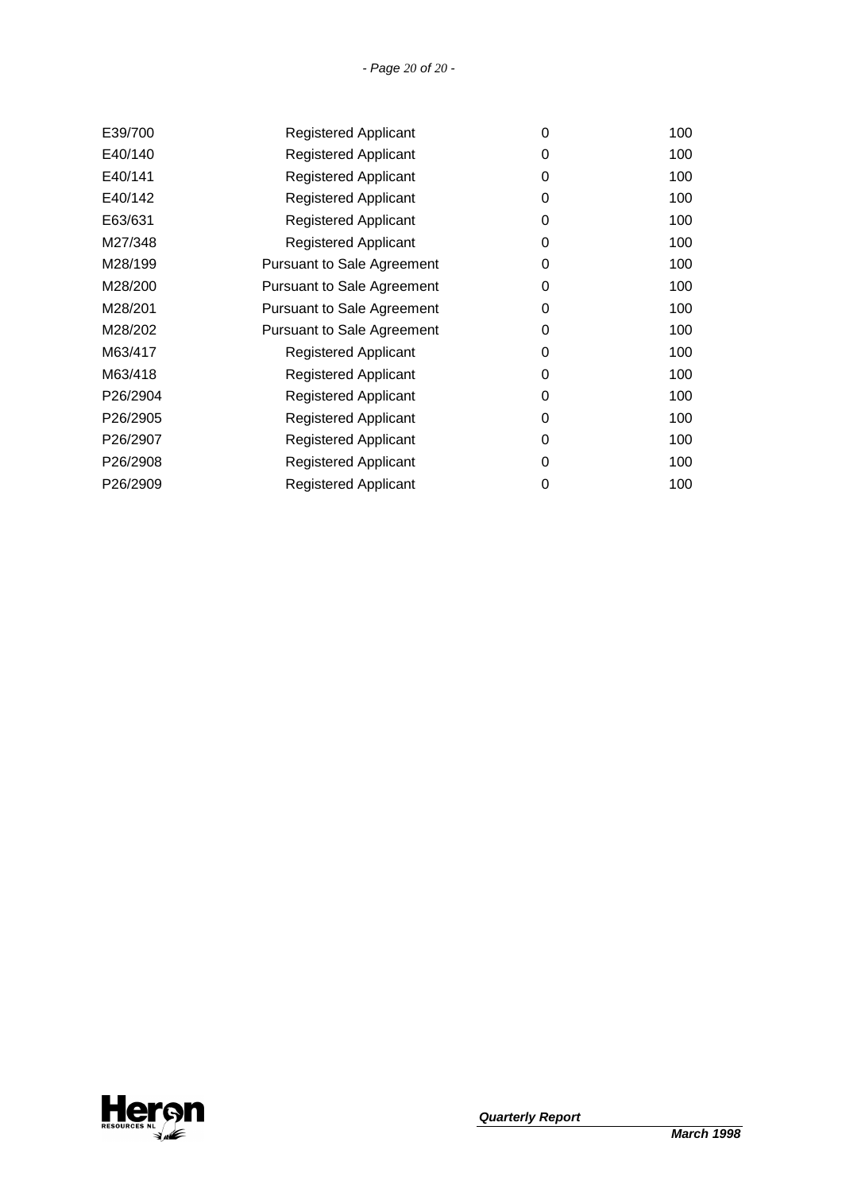| | | | |
|---|---|---|---|
| E39/700 | Registered Applicant | 0 | 100 |
| E40/140 | Registered Applicant | 0 | 100 |
| E40/141 | Registered Applicant | 0 | 100 |
| E40/142 | Registered Applicant | 0 | 100 |
| E63/631 | Registered Applicant | 0 | 100 |
| M27/348 | Registered Applicant | 0 | 100 |
| M28/199 | Pursuant to Sale Agreement | 0 | 100 |
| M28/200 | Pursuant to Sale Agreement | 0 | 100 |
| M28/201 | Pursuant to Sale Agreement | 0 | 100 |
| M28/202 | Pursuant to Sale Agreement | 0 | 100 |
| M63/417 | Registered Applicant | 0 | 100 |
| M63/418 | Registered Applicant | 0 | 100 |
| P26/2904 | Registered Applicant | 0 | 100 |
| P26/2905 | Registered Applicant | 0 | 100 |
| P26/2907 | Registered Applicant | 0 | 100 |
| P26/2908 | Registered Applicant | 0 | 100 |
| P26/2909 | Registered Applicant | 0 | 100 |